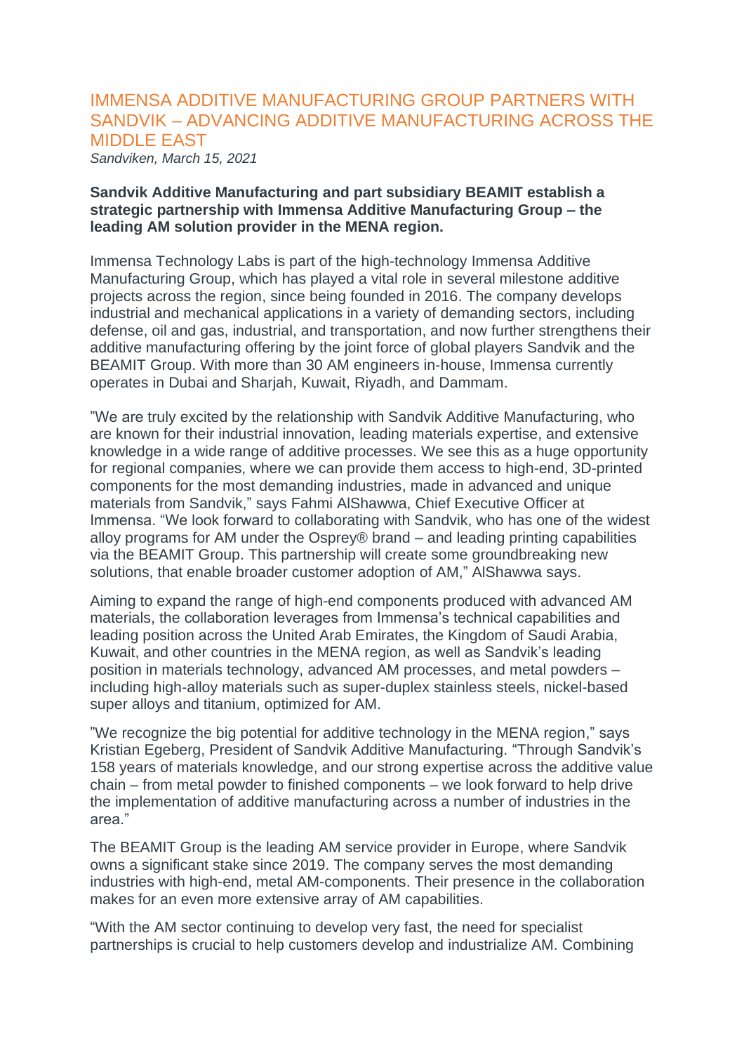# IMMENSA ADDITIVE MANUFACTURING GROUP PARTNERS WITH SANDVIK – ADVANCING ADDITIVE MANUFACTURING ACROSS THE MIDDLE EAST

*Sandviken, March 15, 2021*

**Sandvik Additive Manufacturing and part subsidiary BEAMIT establish a strategic partnership with Immensa Additive Manufacturing Group – the leading AM solution provider in the MENA region.**

Immensa Technology Labs is part of the high-technology Immensa Additive Manufacturing Group, which has played a vital role in several milestone additive projects across the region, since being founded in 2016. The company develops industrial and mechanical applications in a variety of demanding sectors, including defense, oil and gas, industrial, and transportation, and now further strengthens their additive manufacturing offering by the joint force of global players Sandvik and the BEAMIT Group. With more than 30 AM engineers in-house, Immensa currently operates in Dubai and Sharjah, Kuwait, Riyadh, and Dammam.

"We are truly excited by the relationship with Sandvik Additive Manufacturing, who are known for their industrial innovation, leading materials expertise, and extensive knowledge in a wide range of additive processes. We see this as a huge opportunity for regional companies, where we can provide them access to high-end, 3D-printed components for the most demanding industries, made in advanced and unique materials from Sandvik," says Fahmi AlShawwa, Chief Executive Officer at Immensa. "We look forward to collaborating with Sandvik, who has one of the widest alloy programs for AM under the Osprey® brand – and leading printing capabilities via the BEAMIT Group. This partnership will create some groundbreaking new solutions, that enable broader customer adoption of AM," AlShawwa says.

Aiming to expand the range of high-end components produced with advanced AM materials, the collaboration leverages from Immensa's technical capabilities and leading position across the United Arab Emirates, the Kingdom of Saudi Arabia, Kuwait, and other countries in the MENA region, as well as Sandvik's leading position in materials technology, advanced AM processes, and metal powders – including high-alloy materials such as super-duplex stainless steels, nickel-based super alloys and titanium, optimized for AM.

"We recognize the big potential for additive technology in the MENA region," says Kristian Egeberg, President of Sandvik Additive Manufacturing. "Through Sandvik's 158 years of materials knowledge, and our strong expertise across the additive value chain – from metal powder to finished components – we look forward to help drive the implementation of additive manufacturing across a number of industries in the area."

The BEAMIT Group is the leading AM service provider in Europe, where Sandvik owns a significant stake since 2019. The company serves the most demanding industries with high-end, metal AM-components. Their presence in the collaboration makes for an even more extensive array of AM capabilities.

"With the AM sector continuing to develop very fast, the need for specialist partnerships is crucial to help customers develop and industrialize AM. Combining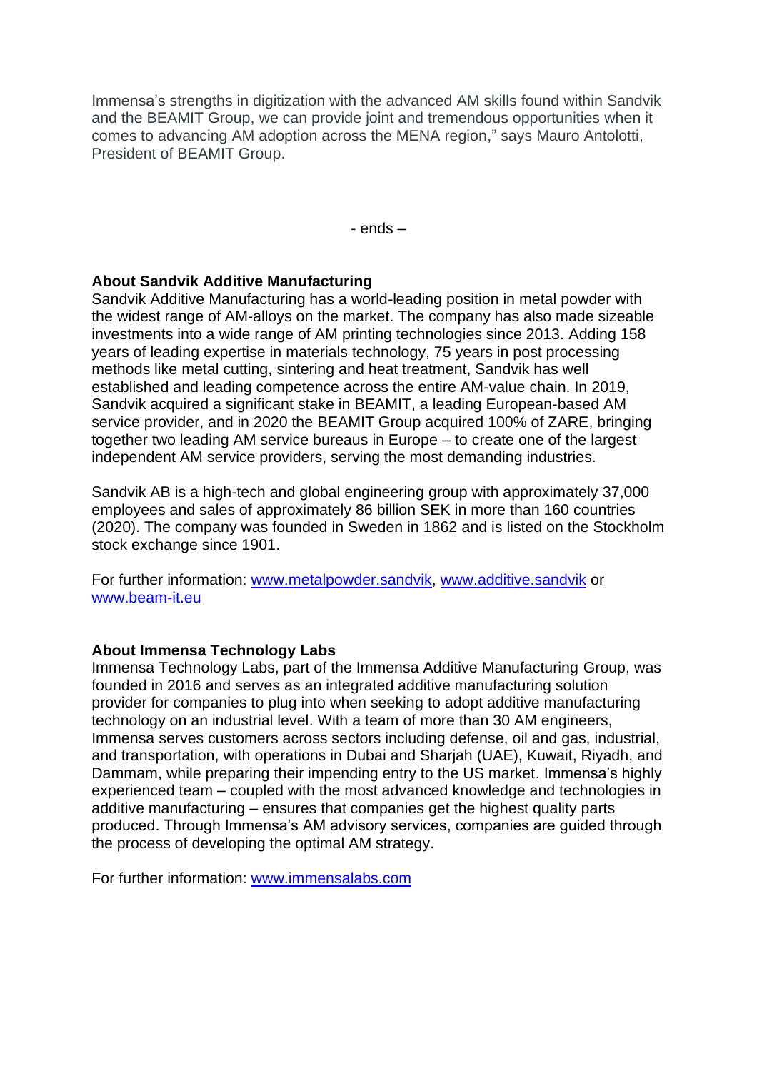Immensa's strengths in digitization with the advanced AM skills found within Sandvik and the BEAMIT Group, we can provide joint and tremendous opportunities when it comes to advancing AM adoption across the MENA region," says Mauro Antolotti, President of BEAMIT Group.

- ends –

**About Sandvik Additive Manufacturing**

Sandvik Additive Manufacturing has a world-leading position in metal powder with the widest range of AM-alloys on the market. The company has also made sizeable investments into a wide range of AM printing technologies since 2013. Adding 158 years of leading expertise in materials technology, 75 years in post processing methods like metal cutting, sintering and heat treatment, Sandvik has well established and leading competence across the entire AM-value chain. In 2019, Sandvik acquired a significant stake in BEAMIT, a leading European-based AM service provider, and in 2020 the BEAMIT Group acquired 100% of ZARE, bringing together two leading AM service bureaus in Europe – to create one of the largest independent AM service providers, serving the most demanding industries.

Sandvik AB is a high-tech and global engineering group with approximately 37,000 employees and sales of approximately 86 billion SEK in more than 160 countries (2020). The company was founded in Sweden in 1862 and is listed on the Stockholm stock exchange since 1901.

For further information: [www.metalpowder.sandvik](http://www.metalpowder.sandvik), [www.additive.sandvik](http://www.additive.sandvik) or [www.beam-it.eu](http://www.beam-it.eu)

**About Immensa Technology Labs**

Immensa Technology Labs, part of the Immensa Additive Manufacturing Group, was founded in 2016 and serves as an integrated additive manufacturing solution provider for companies to plug into when seeking to adopt additive manufacturing technology on an industrial level. With a team of more than 30 AM engineers, Immensa serves customers across sectors including defense, oil and gas, industrial, and transportation, with operations in Dubai and Sharjah (UAE), Kuwait, Riyadh, and Dammam, while preparing their impending entry to the US market. Immensa's highly experienced team – coupled with the most advanced knowledge and technologies in additive manufacturing – ensures that companies get the highest quality parts produced. Through Immensa's AM advisory services, companies are guided through the process of developing the optimal AM strategy.

For further information: [www.immensalabs.com](http://www.immensalabs.com)